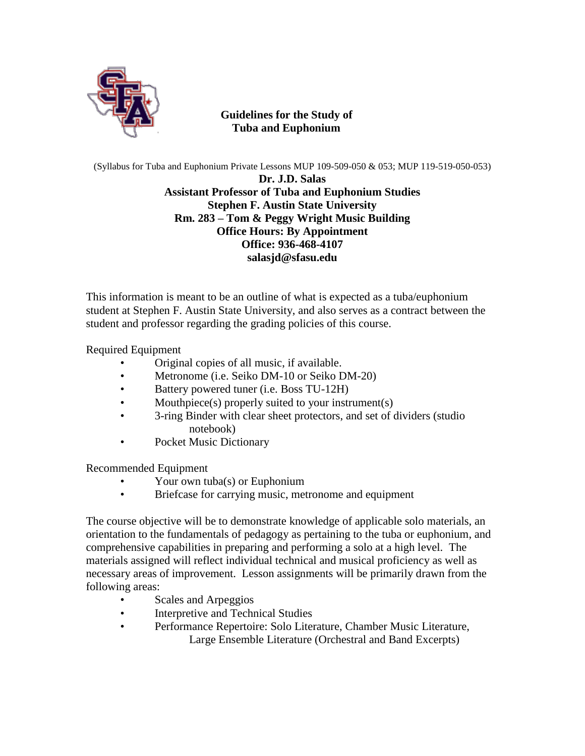# Guidelines for the Study of Tuba and Euphonium

(Syllabus for Tuba and Euphonium Private Lessons MUP 109-509-050 & 053; MUP 119-519-050-053)

**Dr. J.D. Salas**
**Assistant Professor of Tuba and Euphonium Studies**
**Stephen F. Austin State University**
**Rm. 283 – Tom & Peggy Wright Music Building**
**Office Hours: By Appointment**
**Office: 936-468-4107**
**salasjd@sfasu.edu**

This information is meant to be an outline of what is expected as a tuba/euphonium student at Stephen F. Austin State University, and also serves as a contract between the student and professor regarding the grading policies of this course.

Required Equipment

- Original copies of all music, if available.
- Metronome (i.e. Seiko DM-10 or Seiko DM-20)
- Battery powered tuner (i.e. Boss TU-12H)
- Mouthpiece(s) properly suited to your instrument(s)
- 3-ring Binder with clear sheet protectors, and set of dividers (studio notebook)
- Pocket Music Dictionary

Recommended Equipment

- Your own tuba(s) or Euphonium
- Briefcase for carrying music, metronome and equipment

The course objective will be to demonstrate knowledge of applicable solo materials, an orientation to the fundamentals of pedagogy as pertaining to the tuba or euphonium, and comprehensive capabilities in preparing and performing a solo at a high level. The materials assigned will reflect individual technical and musical proficiency as well as necessary areas of improvement. Lesson assignments will be primarily drawn from the following areas:

- Scales and Arpeggios
- Interpretive and Technical Studies
- Performance Repertoire: Solo Literature, Chamber Music Literature, Large Ensemble Literature (Orchestral and Band Excerpts)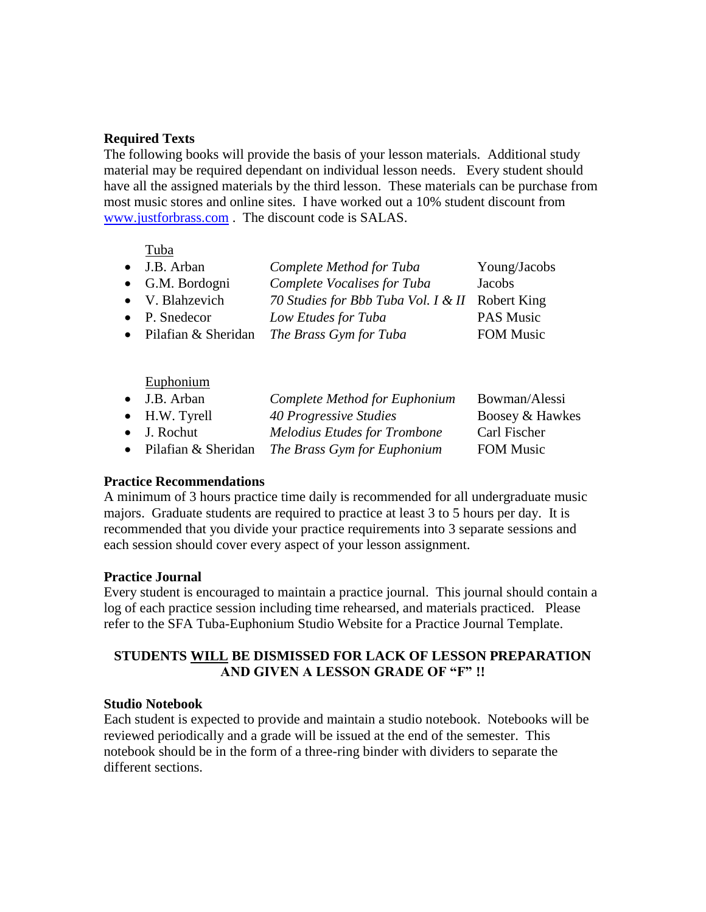**Required Texts**

The following books will provide the basis of your lesson materials. Additional study material may be required dependant on individual lesson needs. Every student should have all the assigned materials by the third lesson. These materials can be purchase from most music stores and online sites. I have worked out a 10% student discount from [www.justforbrass.com](www.justforbrass.com) . The discount code is SALAS.

Tuba

- J.B. Arban — *Complete Method for Tuba* — Young/Jacobs
- G.M. Bordogni — *Complete Vocalises for Tuba* — Jacobs
- V. Blahzevich — *70 Studies for Bbb Tuba Vol. I & II* — Robert King
- P. Snedecor — *Low Etudes for Tuba* — PAS Music
- Pilafian & Sheridan — *The Brass Gym for Tuba* — FOM Music

Euphonium

- J.B. Arban — *Complete Method for Euphonium* — Bowman/Alessi
- H.W. Tyrell — *40 Progressive Studies* — Boosey & Hawkes
- J. Rochut — *Melodius Etudes for Trombone* — Carl Fischer
- Pilafian & Sheridan — *The Brass Gym for Euphonium* — FOM Music

**Practice Recommendations**

A minimum of 3 hours practice time daily is recommended for all undergraduate music majors. Graduate students are required to practice at least 3 to 5 hours per day. It is recommended that you divide your practice requirements into 3 separate sessions and each session should cover every aspect of your lesson assignment.

**Practice Journal**

Every student is encouraged to maintain a practice journal. This journal should contain a log of each practice session including time rehearsed, and materials practiced. Please refer to the SFA Tuba-Euphonium Studio Website for a Practice Journal Template.

**STUDENTS <u>WILL</u> BE DISMISSED FOR LACK OF LESSON PREPARATION AND GIVEN A LESSON GRADE OF "F" !!**

**Studio Notebook**

Each student is expected to provide and maintain a studio notebook. Notebooks will be reviewed periodically and a grade will be issued at the end of the semester. This notebook should be in the form of a three-ring binder with dividers to separate the different sections.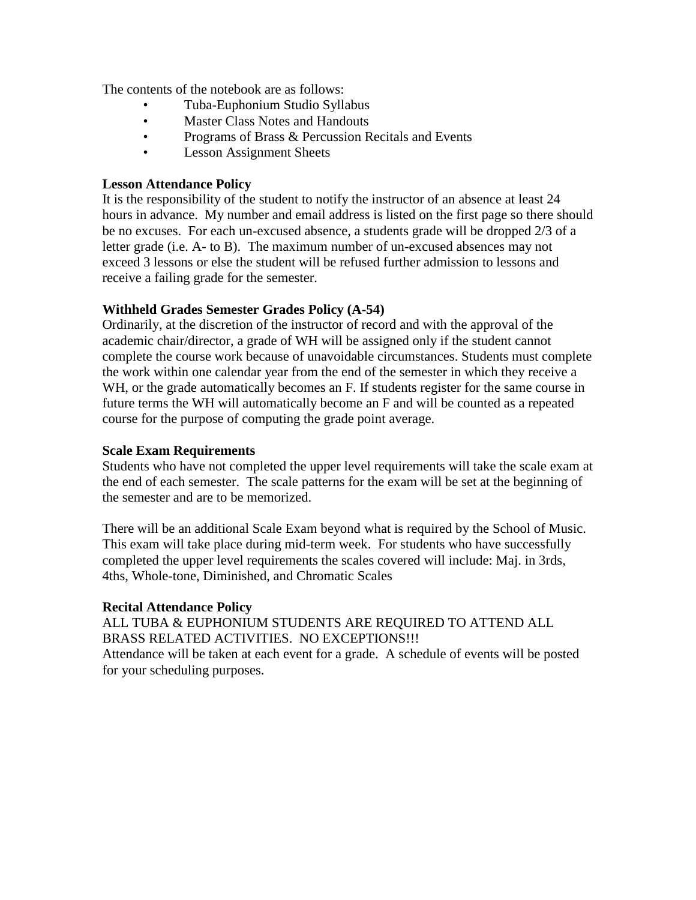The contents of the notebook are as follows:

- Tuba-Euphonium Studio Syllabus
- Master Class Notes and Handouts
- Programs of Brass & Percussion Recitals and Events
- Lesson Assignment Sheets

**Lesson Attendance Policy**

It is the responsibility of the student to notify the instructor of an absence at least 24 hours in advance. My number and email address is listed on the first page so there should be no excuses. For each un-excused absence, a students grade will be dropped 2/3 of a letter grade (i.e. A- to B). The maximum number of un-excused absences may not exceed 3 lessons or else the student will be refused further admission to lessons and receive a failing grade for the semester.

**Withheld Grades Semester Grades Policy (A-54)**

Ordinarily, at the discretion of the instructor of record and with the approval of the academic chair/director, a grade of WH will be assigned only if the student cannot complete the course work because of unavoidable circumstances. Students must complete the work within one calendar year from the end of the semester in which they receive a WH, or the grade automatically becomes an F. If students register for the same course in future terms the WH will automatically become an F and will be counted as a repeated course for the purpose of computing the grade point average.

**Scale Exam Requirements**

Students who have not completed the upper level requirements will take the scale exam at the end of each semester. The scale patterns for the exam will be set at the beginning of the semester and are to be memorized.

There will be an additional Scale Exam beyond what is required by the School of Music. This exam will take place during mid-term week. For students who have successfully completed the upper level requirements the scales covered will include: Maj. in 3rds, 4ths, Whole-tone, Diminished, and Chromatic Scales

**Recital Attendance Policy**

ALL TUBA & EUPHONIUM STUDENTS ARE REQUIRED TO ATTEND ALL BRASS RELATED ACTIVITIES. NO EXCEPTIONS!!!

Attendance will be taken at each event for a grade. A schedule of events will be posted for your scheduling purposes.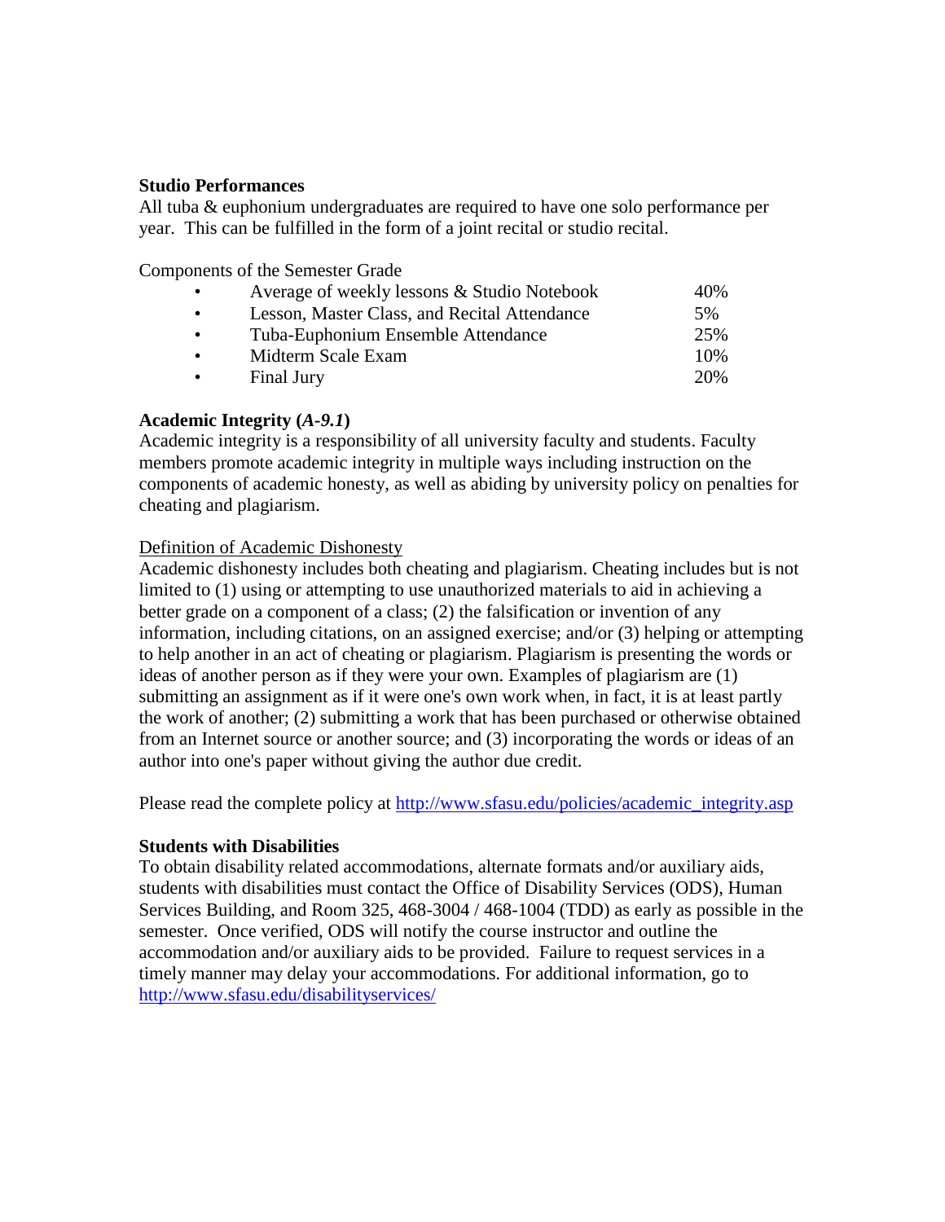**Studio Performances**

All tuba & euphonium undergraduates are required to have one solo performance per year. This can be fulfilled in the form of a joint recital or studio recital.

Components of the Semester Grade

- Average of weekly lessons & Studio Notebook 40%
- Lesson, Master Class, and Recital Attendance 5%
- Tuba-Euphonium Ensemble Attendance 25%
- Midterm Scale Exam 10%
- Final Jury 20%

**Academic Integrity (*A-9.1*)**

Academic integrity is a responsibility of all university faculty and students. Faculty members promote academic integrity in multiple ways including instruction on the components of academic honesty, as well as abiding by university policy on penalties for cheating and plagiarism.

<u>Definition of Academic Dishonesty</u>

Academic dishonesty includes both cheating and plagiarism. Cheating includes but is not limited to (1) using or attempting to use unauthorized materials to aid in achieving a better grade on a component of a class; (2) the falsification or invention of any information, including citations, on an assigned exercise; and/or (3) helping or attempting to help another in an act of cheating or plagiarism. Plagiarism is presenting the words or ideas of another person as if they were your own. Examples of plagiarism are (1) submitting an assignment as if it were one's own work when, in fact, it is at least partly the work of another; (2) submitting a work that has been purchased or otherwise obtained from an Internet source or another source; and (3) incorporating the words or ideas of an author into one's paper without giving the author due credit.

Please read the complete policy at http://www.sfasu.edu/policies/academic_integrity.asp

**Students with Disabilities**

To obtain disability related accommodations, alternate formats and/or auxiliary aids, students with disabilities must contact the Office of Disability Services (ODS), Human Services Building, and Room 325, 468-3004 / 468-1004 (TDD) as early as possible in the semester. Once verified, ODS will notify the course instructor and outline the accommodation and/or auxiliary aids to be provided. Failure to request services in a timely manner may delay your accommodations. For additional information, go to http://www.sfasu.edu/disabilityservices/